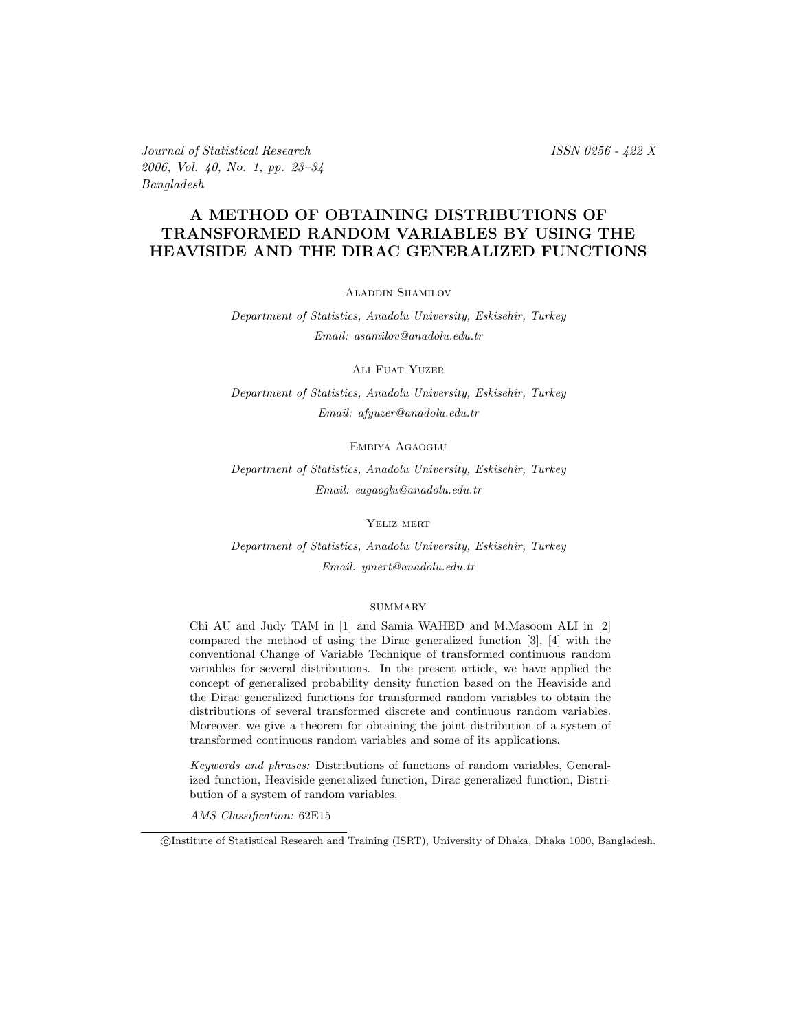# A METHOD OF OBTAINING DISTRIBUTIONS OF TRANSFORMED RANDOM VARIABLES BY USING THE HEAVISIDE AND THE DIRAC GENERALIZED FUNCTIONS

Aladdin Shamilov

*Department of Statistics, Anadolu University, Eskisehir, Turkey*
*Email: asamilov@anadolu.edu.tr*

Ali Fuat Yuzer

*Department of Statistics, Anadolu University, Eskisehir, Turkey*
*Email: afyuzer@anadolu.edu.tr*

Embiya Agaoglu

*Department of Statistics, Anadolu University, Eskisehir, Turkey*
*Email: eagaoglu@anadolu.edu.tr*

Yeliz mert

*Department of Statistics, Anadolu University, Eskisehir, Turkey*
*Email: ymert@anadolu.edu.tr*

## summary

Chi AU and Judy TAM in [1] and Samia WAHED and M.Masoom ALI in [2] compared the method of using the Dirac generalized function [3], [4] with the conventional Change of Variable Technique of transformed continuous random variables for several distributions. In the present article, we have applied the concept of generalized probability density function based on the Heaviside and the Dirac generalized functions for transformed random variables to obtain the distributions of several transformed discrete and continuous random variables. Moreover, we give a theorem for obtaining the joint distribution of a system of transformed continuous random variables and some of its applications.

*Keywords and phrases:* Distributions of functions of random variables, Generalized function, Heaviside generalized function, Dirac generalized function, Distribution of a system of random variables.

*AMS Classification:* 62E15

©Institute of Statistical Research and Training (ISRT), University of Dhaka, Dhaka 1000, Bangladesh.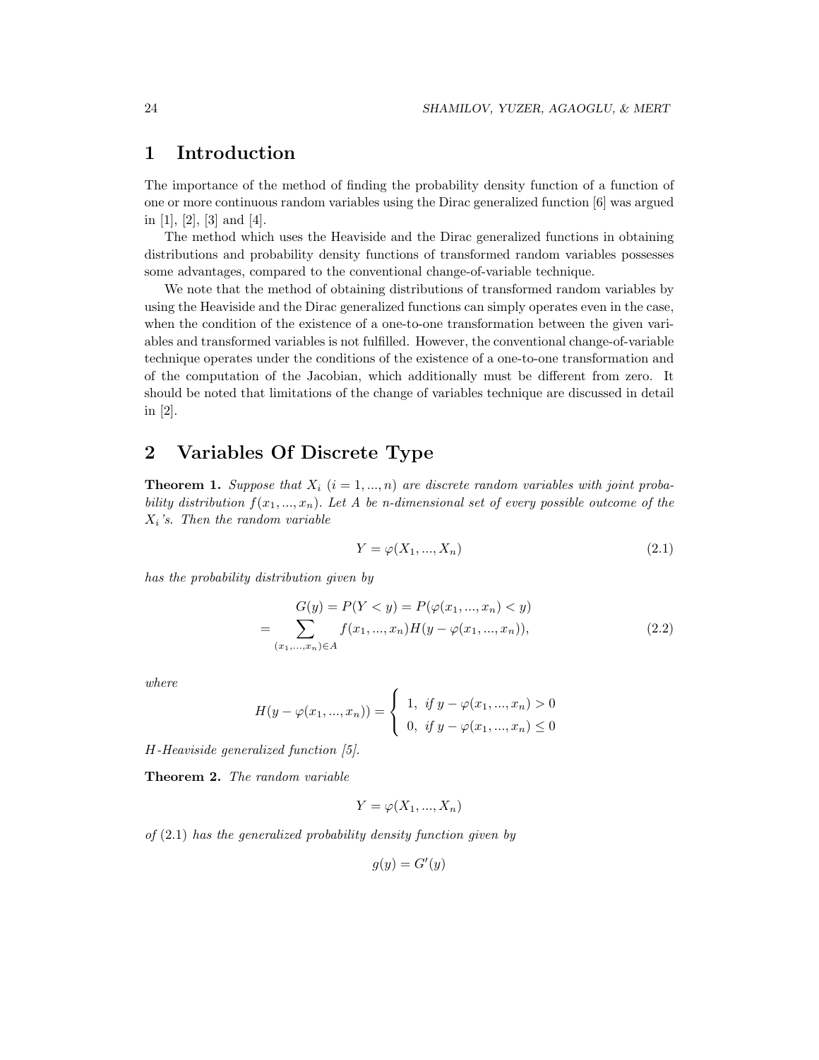## 1 Introduction

The importance of the method of finding the probability density function of a function of one or more continuous random variables using the Dirac generalized function [6] was argued in [1], [2], [3] and [4].

The method which uses the Heaviside and the Dirac generalized functions in obtaining distributions and probability density functions of transformed random variables possesses some advantages, compared to the conventional change-of-variable technique.

We note that the method of obtaining distributions of transformed random variables by using the Heaviside and the Dirac generalized functions can simply operates even in the case, when the condition of the existence of a one-to-one transformation between the given variables and transformed variables is not fulfilled. However, the conventional change-of-variable technique operates under the conditions of the existence of a one-to-one transformation and of the computation of the Jacobian, which additionally must be different from zero. It should be noted that limitations of the change of variables technique are discussed in detail in [2].

## 2 Variables Of Discrete Type

**Theorem 1.** *Suppose that $X_i$ $(i = 1, ..., n)$ are discrete random variables with joint probability distribution $f(x_1, ..., x_n)$. Let $A$ be n-dimensional set of every possible outcome of the $X_i$'s. Then the random variable*

$$Y = \varphi(X_1, ..., X_n) \tag{2.1}$$

*has the probability distribution given by*

$$\begin{aligned} G(y) = P(Y < y) = P(\varphi(x_1, ..., x_n) < y) \\ = \sum_{(x_1,...,x_n)\in A} f(x_1, ..., x_n) H(y - \varphi(x_1, ..., x_n)), \end{aligned} \tag{2.2}$$

*where*

$$H(y - \varphi(x_1, ..., x_n)) = \begin{cases} 1, & \text{if } y - \varphi(x_1, ..., x_n) > 0 \\ 0, & \text{if } y - \varphi(x_1, ..., x_n) \leq 0 \end{cases}$$

*$H$-Heaviside generalized function [5].*

**Theorem 2.** *The random variable*

$$Y = \varphi(X_1, ..., X_n)$$

*of* (2.1) *has the generalized probability density function given by*

$$g(y) = G'(y)$$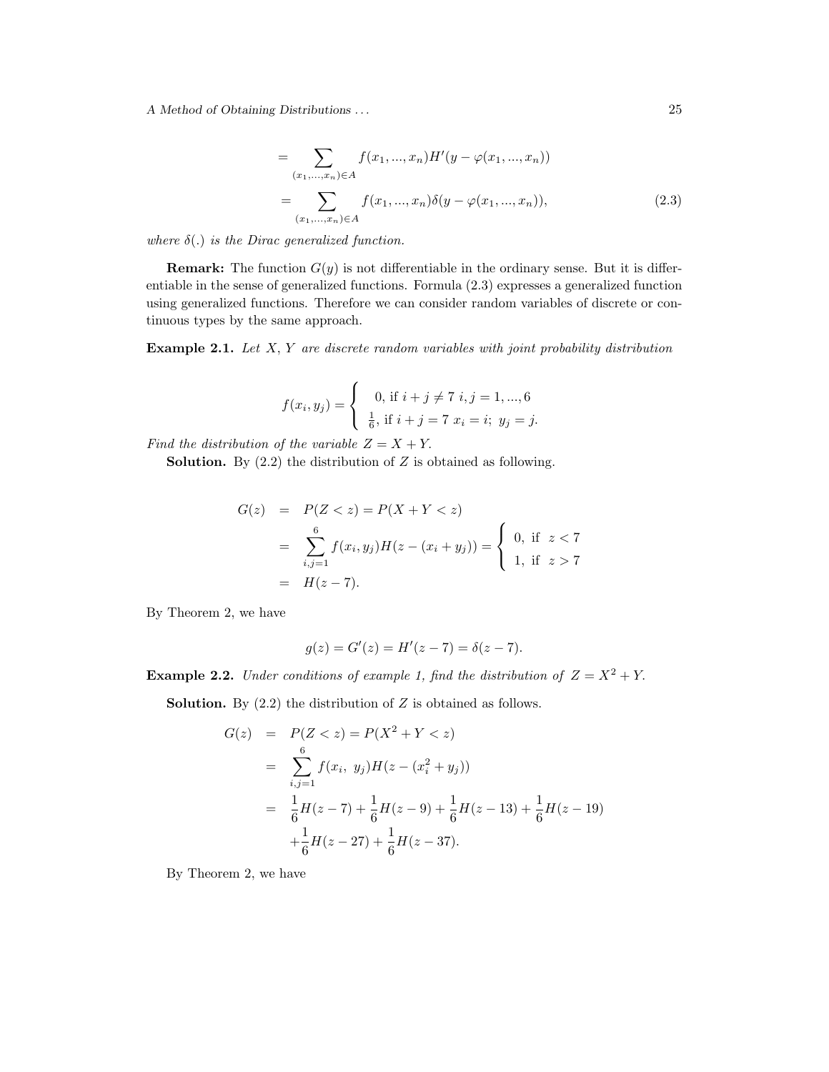$$= \sum_{(x_1,...,x_n)\in A} f(x_1,...,x_n)H'(y - \varphi(x_1,...,x_n))$$

$$= \sum_{(x_1,...,x_n)\in A} f(x_1,...,x_n)\delta(y - \varphi(x_1,...,x_n)), \tag{2.3}$$

*where $\delta(.)$ is the Dirac generalized function.*

**Remark:** The function $G(y)$ is not differentiable in the ordinary sense. But it is differentiable in the sense of generalized functions. Formula (2.3) expresses a generalized function using generalized functions. Therefore we can consider random variables of discrete or continuous types by the same approach.

**Example 2.1.** *Let $X$, $Y$ are discrete random variables with joint probability distribution*

$$f(x_i, y_j) = \begin{cases} 0, \text{ if } i + j \neq 7 \ i, j = 1, ..., 6 \\ \frac{1}{6}, \text{ if } i + j = 7 \ x_i = i; \ y_j = j. \end{cases}$$

*Find the distribution of the variable $Z = X + Y$.*

**Solution.** By (2.2) the distribution of $Z$ is obtained as following.

$$\begin{aligned} G(z) &= P(Z < z) = P(X + Y < z) \\ &= \sum_{i,j=1}^{6} f(x_i, y_j)H(z - (x_i + y_j)) = \begin{cases} 0, \text{ if } \ z < 7 \\ 1, \text{ if } \ z > 7 \end{cases} \\ &= H(z - 7). \end{aligned}$$

By Theorem 2, we have

$$g(z) = G'(z) = H'(z - 7) = \delta(z - 7).$$

**Example 2.2.** *Under conditions of example 1, find the distribution of $Z = X^2 + Y$.*

**Solution.** By (2.2) the distribution of $Z$ is obtained as follows.

$$\begin{aligned} G(z) &= P(Z < z) = P(X^2 + Y < z) \\ &= \sum_{i,j=1}^{6} f(x_i, \ y_j)H(z - (x_i^2 + y_j)) \\ &= \frac{1}{6}H(z - 7) + \frac{1}{6}H(z - 9) + \frac{1}{6}H(z - 13) + \frac{1}{6}H(z - 19) \\ &\quad + \frac{1}{6}H(z - 27) + \frac{1}{6}H(z - 37). \end{aligned}$$

By Theorem 2, we have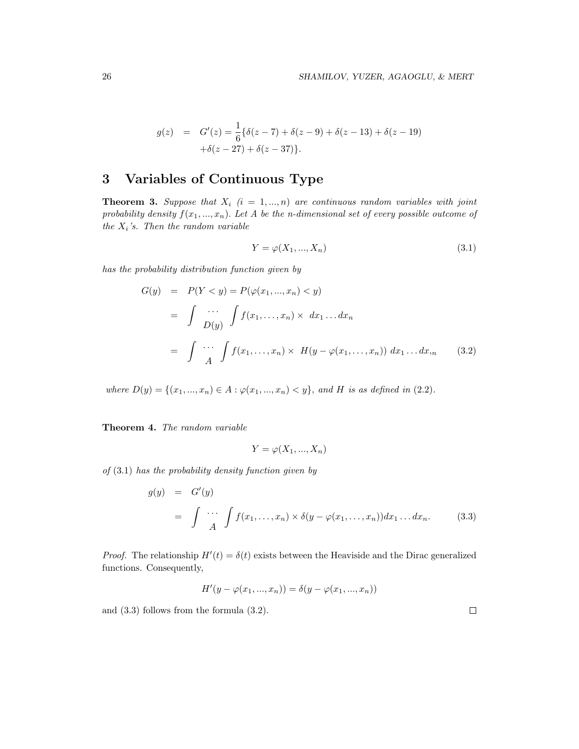$$
\begin{aligned}
g(z) &= G'(z) = \frac{1}{6}\{\delta(z-7) + \delta(z-9) + \delta(z-13) + \delta(z-19) \\
&\quad + \delta(z-27) + \delta(z-37)\}.
\end{aligned}
$$

# 3 Variables of Continuous Type

**Theorem 3.** *Suppose that $X_i$ $(i = 1, ..., n)$ are continuous random variables with joint probability density $f(x_1, ..., x_n)$. Let $A$ be the n-dimensional set of every possible outcome of the $X_i$'s. Then the random variable*

$$
Y = \varphi(X_1, ..., X_n) \tag{3.1}
$$

*has the probability distribution function given by*

$$
\begin{aligned}
G(y) &= P(Y < y) = P(\varphi(x_1, ..., x_n) < y) \\
&= \int \underset{D(y)}{\cdots} \int f(x_1, \ldots, x_n) \times \; dx_1 \ldots dx_n \\
&= \int \underset{A}{\cdots} \int f(x_1, \ldots, x_n) \times \; H(y - \varphi(x_1, \ldots, x_n)) \; dx_1 \ldots dx_{,n}
\end{aligned} \tag{3.2}
$$

*where $D(y) = \{(x_1, ..., x_n) \in A : \varphi(x_1, ..., x_n) < y\}$, and $H$ is as defined in (2.2).*

**Theorem 4.** *The random variable*

$$
Y = \varphi(X_1, ..., X_n)
$$

*of (3.1) has the probability density function given by*

$$
\begin{aligned}
g(y) &= G'(y) \\
&= \int \underset{A}{\cdots} \int f(x_1, \ldots, x_n) \times \delta(y - \varphi(x_1, \ldots, x_n)) dx_1 \ldots dx_n.
\end{aligned} \tag{3.3}
$$

*Proof.* The relationship $H'(t) = \delta(t)$ exists between the Heaviside and the Dirac generalized functions. Consequently,

$$
H'(y - \varphi(x_1, ..., x_n)) = \delta(y - \varphi(x_1, ..., x_n))
$$

and (3.3) follows from the formula (3.2). □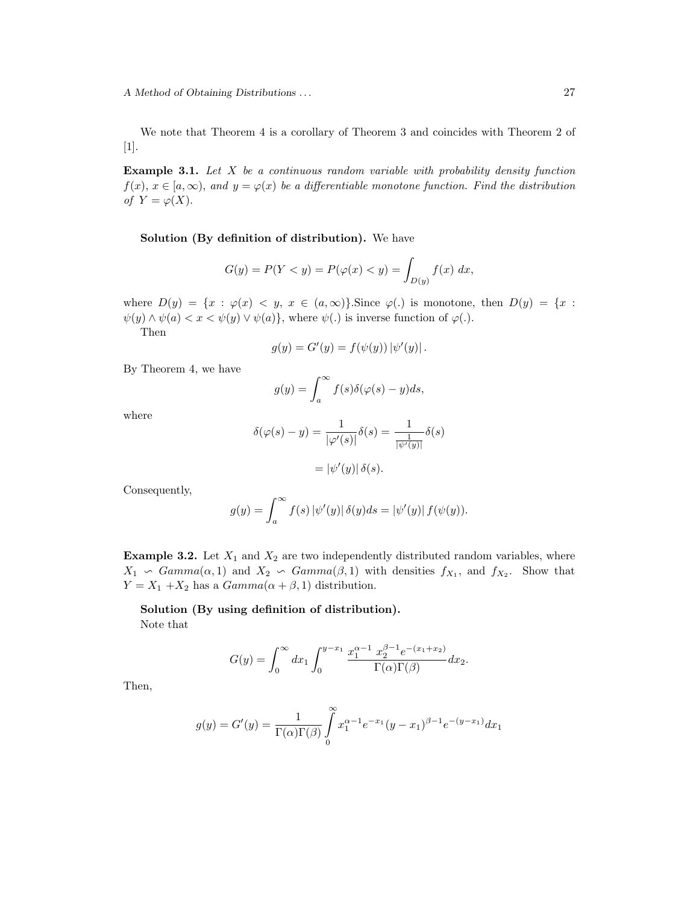We note that Theorem 4 is a corollary of Theorem 3 and coincides with Theorem 2 of [1].

**Example 3.1.** *Let $X$ be a continuous random variable with probability density function $f(x)$, $x \in [a, \infty)$, and $y = \varphi(x)$ be a differentiable monotone function. Find the distribution of $Y = \varphi(X)$.*

**Solution (By definition of distribution).** We have

$$G(y) = P(Y < y) = P(\varphi(x) < y) = \int_{D(y)} f(x)\ dx,$$

where $D(y) = \{x : \varphi(x) < y,\ x \in (a, \infty)\}$.Since $\varphi(.)$ is monotone, then $D(y) = \{x : \psi(y) \wedge \psi(a) < x < \psi(y) \vee \psi(a)\}$, where $\psi(.)$ is inverse function of $\varphi(.)$.

Then

$$g(y) = G'(y) = f(\psi(y))\,|\psi'(y)|\,.$$

By Theorem 4, we have

$$g(y) = \int_a^\infty f(s)\delta(\varphi(s) - y)ds,$$

where

$$\delta(\varphi(s) - y) = \frac{1}{|\varphi'(s)|}\delta(s) = \frac{1}{\frac{1}{|\psi'(y)|}}\delta(s)$$

$$= |\psi'(y)|\,\delta(s).$$

Consequently,

$$g(y) = \int_a^\infty f(s)\,|\psi'(y)|\,\delta(y)ds = |\psi'(y)|\,f(\psi(y)).$$

**Example 3.2.** Let $X_1$ and $X_2$ are two independently distributed random variables, where $X_1 \backsim Gamma(\alpha, 1)$ and $X_2 \backsim Gamma(\beta, 1)$ with densities $f_{X_1}$, and $f_{X_2}$. Show that $Y = X_1 + X_2$ has a $Gamma(\alpha + \beta, 1)$ distribution.

**Solution (By using definition of distribution).**

Note that

$$G(y) = \int_0^\infty dx_1 \int_0^{y - x_1} \frac{x_1^{\alpha-1}\ x_2^{\beta-1} e^{-(x_1+x_2)}}{\Gamma(\alpha)\Gamma(\beta)} dx_2.$$

Then,

$$g(y) = G'(y) = \frac{1}{\Gamma(\alpha)\Gamma(\beta)} \int\limits_0^\infty x_1^{\alpha-1} e^{-x_1} (y - x_1)^{\beta-1} e^{-(y-x_1)} dx_1$$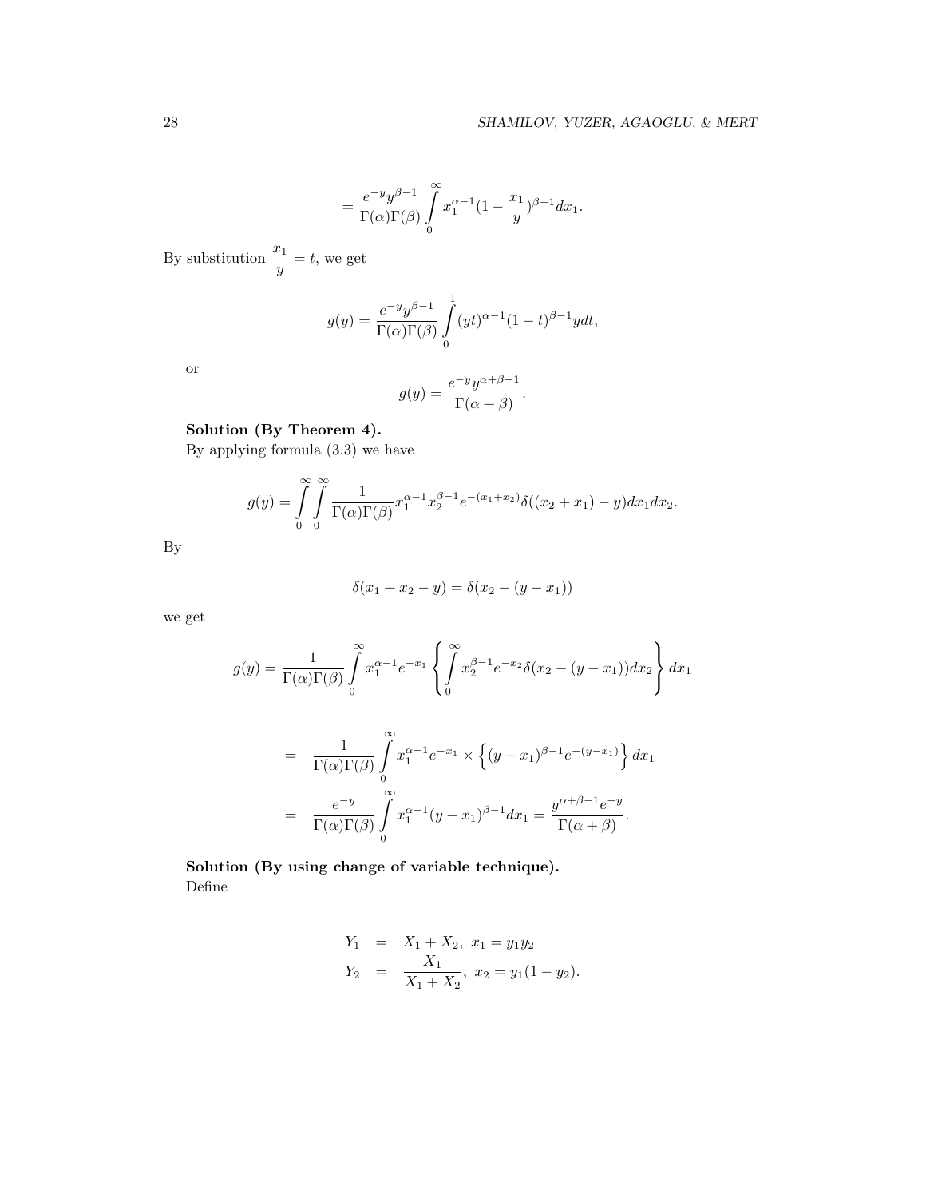$$= \frac{e^{-y}y^{\beta-1}}{\Gamma(\alpha)\Gamma(\beta)} \int_0^{\infty} x_1^{\alpha-1}(1-\frac{x_1}{y})^{\beta-1}dx_1.$$

By substitution $\dfrac{x_1}{y} = t$, we get

$$g(y) = \frac{e^{-y}y^{\beta-1}}{\Gamma(\alpha)\Gamma(\beta)} \int_0^{1} (yt)^{\alpha-1}(1-t)^{\beta-1}ydt,$$

or

$$g(y) = \frac{e^{-y}y^{\alpha+\beta-1}}{\Gamma(\alpha+\beta)}.$$

**Solution (By Theorem 4).**

By applying formula (3.3) we have

$$g(y) = \int_0^{\infty}\int_0^{\infty} \frac{1}{\Gamma(\alpha)\Gamma(\beta)} x_1^{\alpha-1}x_2^{\beta-1}e^{-(x_1+x_2)}\delta((x_2+x_1)-y)dx_1dx_2.$$

By

$$\delta(x_1+x_2-y) = \delta(x_2-(y-x_1))$$

we get

$$g(y) = \frac{1}{\Gamma(\alpha)\Gamma(\beta)} \int_0^{\infty} x_1^{\alpha-1}e^{-x_1} \left\{ \int_0^{\infty} x_2^{\beta-1}e^{-x_2}\delta(x_2-(y-x_1))dx_2 \right\} dx_1$$

$$\begin{aligned}
&= \frac{1}{\Gamma(\alpha)\Gamma(\beta)} \int_0^{\infty} x_1^{\alpha-1}e^{-x_1} \times \left\{ (y-x_1)^{\beta-1}e^{-(y-x_1)} \right\} dx_1 \\
&= \frac{e^{-y}}{\Gamma(\alpha)\Gamma(\beta)} \int_0^{\infty} x_1^{\alpha-1}(y-x_1)^{\beta-1}dx_1 = \frac{y^{\alpha+\beta-1}e^{-y}}{\Gamma(\alpha+\beta)}.
\end{aligned}$$

**Solution (By using change of variable technique).**

Define

$$\begin{aligned}
Y_1 &= X_1 + X_2,\ x_1 = y_1 y_2 \\
Y_2 &= \frac{X_1}{X_1+X_2},\ x_2 = y_1(1-y_2).
\end{aligned}$$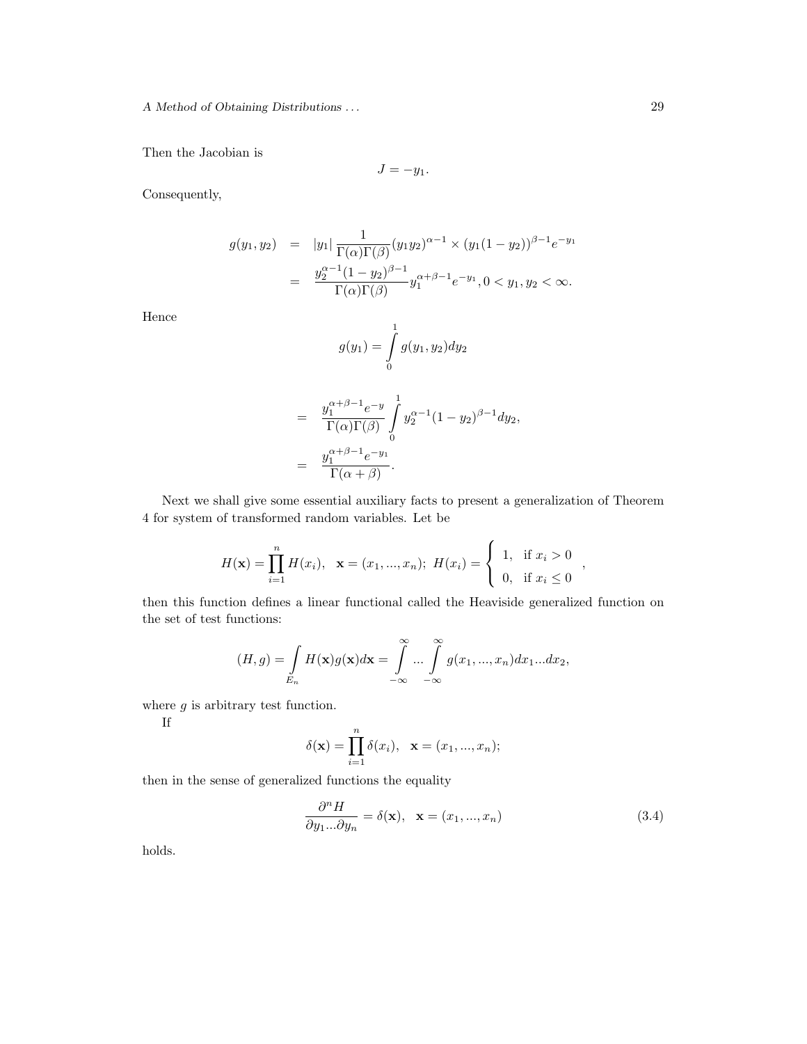Then the Jacobian is

$$J = -y_1.$$

Consequently,

$$\begin{aligned}
g(y_1, y_2) &= |y_1| \frac{1}{\Gamma(\alpha)\Gamma(\beta)} (y_1 y_2)^{\alpha-1} \times (y_1(1-y_2))^{\beta-1} e^{-y_1} \\
&= \frac{y_2^{\alpha-1}(1-y_2)^{\beta-1}}{\Gamma(\alpha)\Gamma(\beta)} y_1^{\alpha+\beta-1} e^{-y_1}, 0 < y_1, y_2 < \infty.
\end{aligned}$$

Hence

$$g(y_1) = \int\limits_0^1 g(y_1, y_2) dy_2$$

$$\begin{aligned}
&= \frac{y_1^{\alpha+\beta-1} e^{-y}}{\Gamma(\alpha)\Gamma(\beta)} \int\limits_0^1 y_2^{\alpha-1}(1-y_2)^{\beta-1} dy_2, \\
&= \frac{y_1^{\alpha+\beta-1} e^{-y_1}}{\Gamma(\alpha+\beta)}.
\end{aligned}$$

Next we shall give some essential auxiliary facts to present a generalization of Theorem 4 for system of transformed random variables. Let be

$$H(\mathbf{x}) = \prod_{i=1}^{n} H(x_i), \quad \mathbf{x} = (x_1, ..., x_n); \; H(x_i) = \begin{cases} 1, & \text{if } x_i > 0 \\ 0, & \text{if } x_i \leq 0 \end{cases},$$

then this function defines a linear functional called the Heaviside generalized function on the set of test functions:

$$(H, g) = \int\limits_{E_n} H(\mathbf{x}) g(\mathbf{x}) d\mathbf{x} = \int\limits_{-\infty}^{\infty} ... \int\limits_{-\infty}^{\infty} g(x_1, ..., x_n) dx_1 ... dx_2,$$

where $g$ is arbitrary test function.

If

$$\delta(\mathbf{x}) = \prod_{i=1}^{n} \delta(x_i), \quad \mathbf{x} = (x_1, ..., x_n);$$

then in the sense of generalized functions the equality

$$\frac{\partial^n H}{\partial y_1 ... \partial y_n} = \delta(\mathbf{x}), \quad \mathbf{x} = (x_1, ..., x_n) \tag{3.4}$$

holds.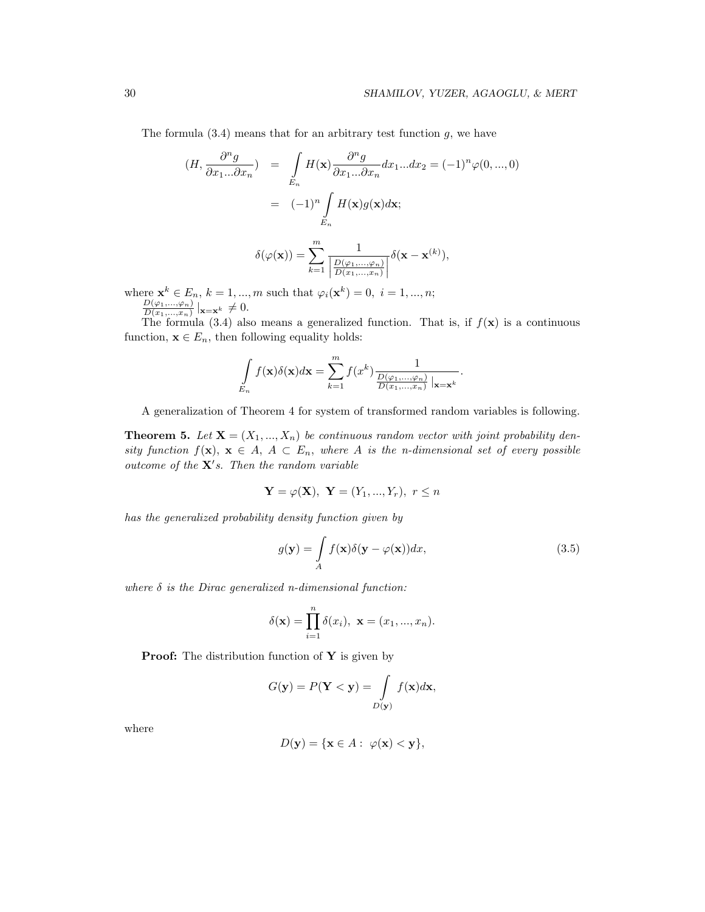The formula (3.4) means that for an arbitrary test function $g$, we have

$$
\begin{aligned}
(H, \frac{\partial^n g}{\partial x_1 ... \partial x_n}) &= \int\limits_{E_n} H(\mathbf{x}) \frac{\partial^n g}{\partial x_1 ... \partial x_n} dx_1 ... dx_2 = (-1)^n \varphi(0, ..., 0) \\
&= (-1)^n \int\limits_{E_n} H(\mathbf{x}) g(\mathbf{x}) d\mathbf{x};
\end{aligned}
$$

$$
\delta(\varphi(\mathbf{x})) = \sum_{k=1}^{m} \frac{1}{\left| \frac{D(\varphi_1, ..., \varphi_n)}{D(x_1, ..., x_n)} \right|} \delta(\mathbf{x} - \mathbf{x}^{(k)}),
$$

where $\mathbf{x}^k \in E_n$, $k = 1, ..., m$ such that $\varphi_i(\mathbf{x}^k) = 0$, $i = 1, ..., n$; $\frac{D(\varphi_1, ..., \varphi_n)}{D(x_1, ..., x_n)} |_{\mathbf{x} = \mathbf{x}^k} \neq 0$.

The formula (3.4) also means a generalized function. That is, if $f(\mathbf{x})$ is a continuous function, $\mathbf{x} \in E_n$, then following equality holds:

$$
\int\limits_{E_n} f(\mathbf{x}) \delta(\mathbf{x}) d\mathbf{x} = \sum_{k=1}^{m} f(x^k) \frac{1}{\frac{D(\varphi_1, ..., \varphi_n)}{D(x_1, ..., x_n)} |_{\mathbf{x} = \mathbf{x}^k}}.
$$

A generalization of Theorem 4 for system of transformed random variables is following.

**Theorem 5.** *Let $\mathbf{X} = (X_1, ..., X_n)$ be continuous random vector with joint probability density function $f(\mathbf{x})$, $\mathbf{x} \in A$, $A \subset E_n$, where $A$ is the n-dimensional set of every possible outcome of the $\mathbf{X}'s$. Then the random variable*

$$
\mathbf{Y} = \varphi(\mathbf{X}), \ \mathbf{Y} = (Y_1, ..., Y_r), \ r \leq n
$$

*has the generalized probability density function given by*

$$
g(\mathbf{y}) = \int\limits_{A} f(\mathbf{x}) \delta(\mathbf{y} - \varphi(\mathbf{x})) dx, \tag{3.5}
$$

*where $\delta$ is the Dirac generalized n-dimensional function:*

$$
\delta(\mathbf{x}) = \prod_{i=1}^{n} \delta(x_i), \ \mathbf{x} = (x_1, ..., x_n).
$$

**Proof:** The distribution function of $\mathbf{Y}$ is given by

$$
G(\mathbf{y}) = P(\mathbf{Y} < \mathbf{y}) = \int\limits_{D(\mathbf{y})} f(\mathbf{x}) d\mathbf{x},
$$

where

$$
D(\mathbf{y}) = \{\mathbf{x} \in A : \ \varphi(\mathbf{x}) < \mathbf{y}\},
$$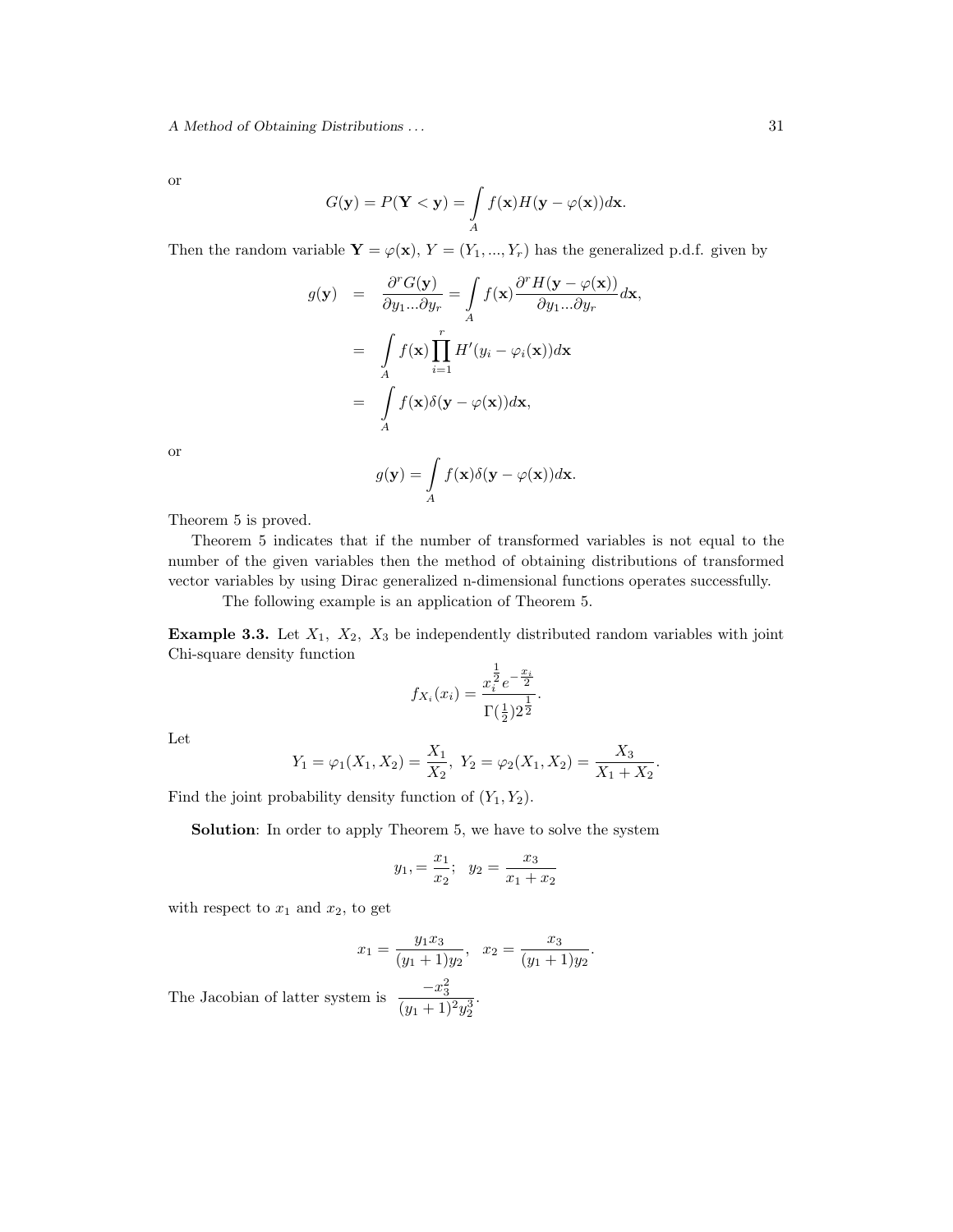or

$$G(\mathbf{y}) = P(\mathbf{Y} < \mathbf{y}) = \int\limits_{A} f(\mathbf{x}) H(\mathbf{y} - \varphi(\mathbf{x})) d\mathbf{x}.$$

Then the random variable $\mathbf{Y} = \varphi(\mathbf{x})$, $Y = (Y_1, ..., Y_r)$ has the generalized p.d.f. given by

$$\begin{aligned}
g(\mathbf{y}) &= \frac{\partial^r G(\mathbf{y})}{\partial y_1 ... \partial y_r} = \int\limits_{A} f(\mathbf{x}) \frac{\partial^r H(\mathbf{y} - \varphi(\mathbf{x}))}{\partial y_1 ... \partial y_r} d\mathbf{x}, \\
&= \int\limits_{A} f(\mathbf{x}) \prod_{i=1}^{r} H'(y_i - \varphi_i(\mathbf{x})) d\mathbf{x} \\
&= \int\limits_{A} f(\mathbf{x}) \delta(\mathbf{y} - \varphi(\mathbf{x})) d\mathbf{x},
\end{aligned}$$

or

$$g(\mathbf{y}) = \int\limits_{A} f(\mathbf{x}) \delta(\mathbf{y} - \varphi(\mathbf{x})) d\mathbf{x}.$$

Theorem 5 is proved.

Theorem 5 indicates that if the number of transformed variables is not equal to the number of the given variables then the method of obtaining distributions of transformed vector variables by using Dirac generalized n-dimensional functions operates successfully.

The following example is an application of Theorem 5.

**Example 3.3.** Let $X_1$, $X_2$, $X_3$ be independently distributed random variables with joint Chi-square density function

$$f_{X_i}(x_i) = \frac{x_i^{\frac{1}{2}} e^{-\frac{x_i}{2}}}{\Gamma(\frac{1}{2}) 2^{\frac{1}{2}}}.$$

Let

$$Y_1 = \varphi_1(X_1, X_2) = \frac{X_1}{X_2}, \; Y_2 = \varphi_2(X_1, X_2) = \frac{X_3}{X_1 + X_2}.$$

Find the joint probability density function of $(Y_1, Y_2)$.

**Solution**: In order to apply Theorem 5, we have to solve the system

$$y_1, = \frac{x_1}{x_2}; \quad y_2 = \frac{x_3}{x_1 + x_2}$$

with respect to $x_1$ and $x_2$, to get

$$x_1 = \frac{y_1 x_3}{(y_1 + 1) y_2}, \quad x_2 = \frac{x_3}{(y_1 + 1) y_2}.$$

The Jacobian of latter system is $\dfrac{-x_3^2}{(y_1 + 1)^2 y_2^3}$.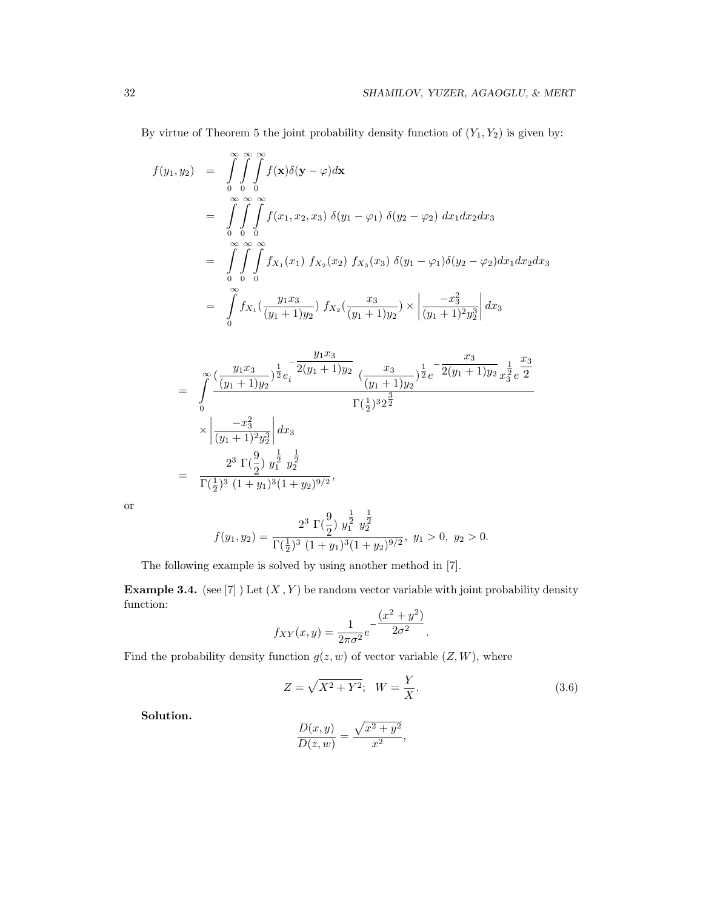By virtue of Theorem 5 the joint probability density function of $(Y_1, Y_2)$ is given by:

$$
\begin{aligned}
f(y_1, y_2) &= \int_0^\infty \int_0^\infty \int_0^\infty f(\mathbf{x})\delta(\mathbf{y} - \varphi)d\mathbf{x} \\
&= \int_0^\infty \int_0^\infty \int_0^\infty f(x_1, x_2, x_3)\ \delta(y_1 - \varphi_1)\ \delta(y_2 - \varphi_2)\ dx_1 dx_2 dx_3 \\
&= \int_0^\infty \int_0^\infty \int_0^\infty f_{X_1}(x_1)\ f_{X_2}(x_2)\ f_{X_3}(x_3)\ \delta(y_1 - \varphi_1)\delta(y_2 - \varphi_2) dx_1 dx_2 dx_3 \\
&= \int_0^\infty f_{X_1}(\frac{y_1 x_3}{(y_1+1)y_2})\ f_{X_2}(\frac{x_3}{(y_1+1)y_2}) \times \left| \frac{-x_3^2}{(y_1+1)^2 y_2^3} \right| dx_3
\end{aligned}
$$

$$
\begin{aligned}
&= \int_0^\infty \frac{(\frac{y_1 x_3}{(y_1+1)y_2})^{\frac{1}{2}} e_i^{-\frac{y_1 x_3}{2(y_1+1)y_2}} \ (\frac{x_3}{(y_1+1)y_2})^{\frac{1}{2}} e^{-\frac{x_3}{2(y_1+1)y_2}} x_3^{\frac{1}{2}} e^{\frac{x_3}{2}}}{\Gamma(\frac{1}{2})^3 2^{\frac{3}{2}}} \\
&\quad \times \left| \frac{-x_3^2}{(y_1+1)^2 y_2^3} \right| dx_3 \\
&= \frac{2^3\ \Gamma(\frac{9}{2})\ y_1^{\frac{1}{2}}\ y_2^{\frac{1}{2}}}{\Gamma(\frac{1}{2})^3\ (1+y_1)^3 (1+y_2)^{9/2}},
\end{aligned}
$$

or

$$
f(y_1, y_2) = \frac{2^3\ \Gamma(\frac{9}{2})\ y_1^{\frac{1}{2}}\ y_2^{\frac{1}{2}}}{\Gamma(\frac{1}{2})^3\ (1+y_1)^3 (1+y_2)^{9/2}},\ y_1 > 0,\ y_2 > 0.
$$

The following example is solved by using another method in [7].

**Example 3.4.** (see [7] ) Let $(X\,, Y)$ be random vector variable with joint probability density function:

$$
f_{XY}(x, y) = \frac{1}{2\pi\sigma^2} e^{-\frac{(x^2+y^2)}{2\sigma^2}}.
$$

Find the probability density function $g(z, w)$ of vector variable $(Z, W)$, where

$$
Z = \sqrt{X^2 + Y^2};\ \ W = \frac{Y}{X}. \tag{3.6}
$$

**Solution.**

$$
\frac{D(x, y)}{D(z, w)} = \frac{\sqrt{x^2 + y^2}}{x^2},
$$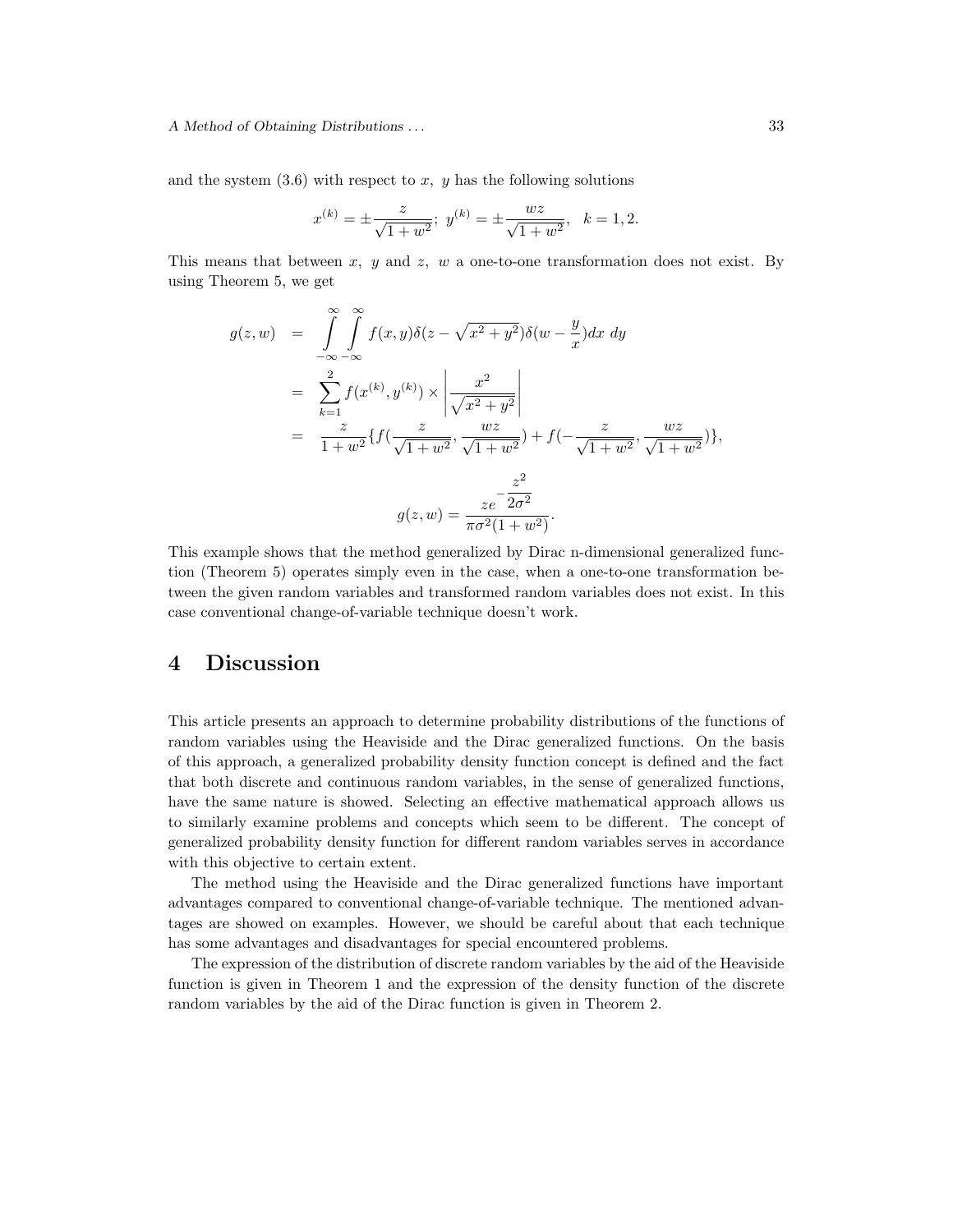and the system (3.6) with respect to $x,\ y$ has the following solutions

$$x^{(k)} = \pm\frac{z}{\sqrt{1+w^2}};\ y^{(k)} = \pm\frac{wz}{\sqrt{1+w^2}},\quad k = 1, 2.$$

This means that between $x,\ y$ and $z,\ w$ a one-to-one transformation does not exist. By using Theorem 5, we get

$$\begin{aligned}
g(z,w) &= \int_{-\infty}^{\infty}\int_{-\infty}^{\infty} f(x,y)\delta(z-\sqrt{x^2+y^2})\delta(w-\frac{y}{x})dx\ dy \\
&= \sum_{k=1}^{2} f(x^{(k)},y^{(k)}) \times \left|\frac{x^2}{\sqrt{x^2+y^2}}\right| \\
&= \frac{z}{1+w^2}\{f(\frac{z}{\sqrt{1+w^2}},\frac{wz}{\sqrt{1+w^2}}) + f(-\frac{z}{\sqrt{1+w^2}},\frac{wz}{\sqrt{1+w^2}})\},
\end{aligned}$$

$$g(z,w) = \frac{ze^{-\dfrac{z^2}{2\sigma^2}}}{\pi\sigma^2(1+w^2)}.$$

This example shows that the method generalized by Dirac n-dimensional generalized function (Theorem 5) operates simply even in the case, when a one-to-one transformation between the given random variables and transformed random variables does not exist. In this case conventional change-of-variable technique doesn't work.

# 4 Discussion

This article presents an approach to determine probability distributions of the functions of random variables using the Heaviside and the Dirac generalized functions. On the basis of this approach, a generalized probability density function concept is defined and the fact that both discrete and continuous random variables, in the sense of generalized functions, have the same nature is showed. Selecting an effective mathematical approach allows us to similarly examine problems and concepts which seem to be different. The concept of generalized probability density function for different random variables serves in accordance with this objective to certain extent.

The method using the Heaviside and the Dirac generalized functions have important advantages compared to conventional change-of-variable technique. The mentioned advantages are showed on examples. However, we should be careful about that each technique has some advantages and disadvantages for special encountered problems.

The expression of the distribution of discrete random variables by the aid of the Heaviside function is given in Theorem 1 and the expression of the density function of the discrete random variables by the aid of the Dirac function is given in Theorem 2.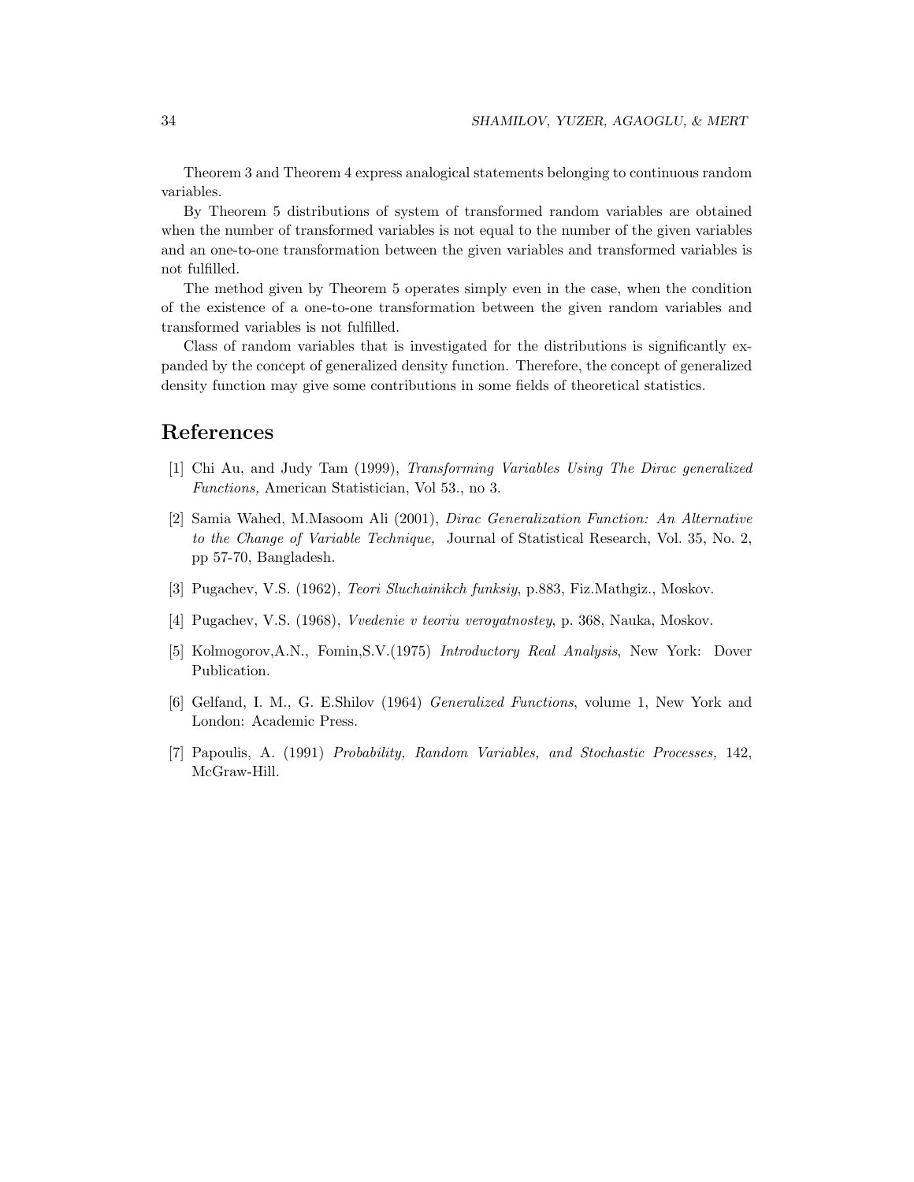Theorem 3 and Theorem 4 express analogical statements belonging to continuous random variables.

By Theorem 5 distributions of system of transformed random variables are obtained when the number of transformed variables is not equal to the number of the given variables and an one-to-one transformation between the given variables and transformed variables is not fulfilled.

The method given by Theorem 5 operates simply even in the case, when the condition of the existence of a one-to-one transformation between the given random variables and transformed variables is not fulfilled.

Class of random variables that is investigated for the distributions is significantly expanded by the concept of generalized density function. Therefore, the concept of generalized density function may give some contributions in some fields of theoretical statistics.

## References

[1] Chi Au, and Judy Tam (1999), *Transforming Variables Using The Dirac generalized Functions,* American Statistician, Vol 53., no 3.

[2] Samia Wahed, M.Masoom Ali (2001), *Dirac Generalization Function: An Alternative to the Change of Variable Technique,* Journal of Statistical Research, Vol. 35, No. 2, pp 57-70, Bangladesh.

[3] Pugachev, V.S. (1962), *Teori Sluchainikch funksiy*, p.883, Fiz.Mathgiz., Moskov.

[4] Pugachev, V.S. (1968), *Vvedenie v teoriu veroyatnostey*, p. 368, Nauka, Moskov.

[5] Kolmogorov,A.N., Fomin,S.V.(1975) *Introductory Real Analysis*, New York: Dover Publication.

[6] Gelfand, I. M., G. E.Shilov (1964) *Generalized Functions*, volume 1, New York and London: Academic Press.

[7] Papoulis, A. (1991) *Probability, Random Variables, and Stochastic Processes,* 142, McGraw-Hill.